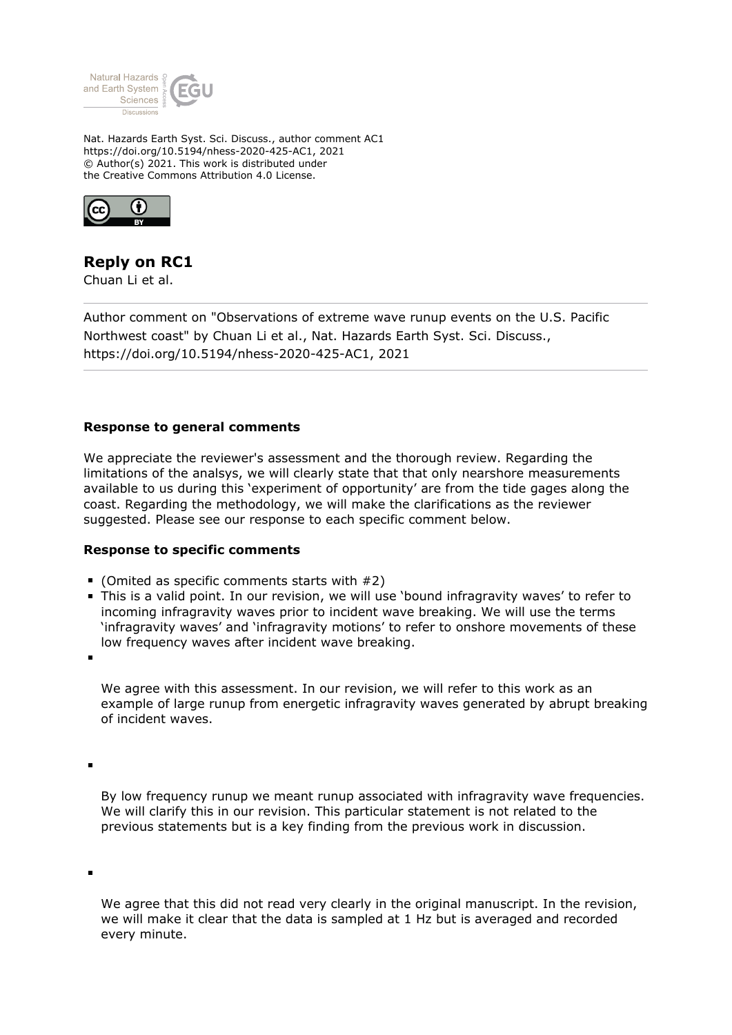Nat. Hazards Earth Syst. Sci. Discuss., author comment AC1
https://doi.org/10.5194/nhess-2020-425-AC1, 2021
© Author(s) 2021. This work is distributed under
the Creative Commons Attribution 4.0 License.

# Reply on RC1

Chuan Li et al.

Author comment on "Observations of extreme wave runup events on the U.S. Pacific Northwest coast" by Chuan Li et al., Nat. Hazards Earth Syst. Sci. Discuss., https://doi.org/10.5194/nhess-2020-425-AC1, 2021

**Response to general comments**

We appreciate the reviewer's assessment and the thorough review. Regarding the limitations of the analsys, we will clearly state that that only nearshore measurements available to us during this 'experiment of opportunity' are from the tide gages along the coast. Regarding the methodology, we will make the clarifications as the reviewer suggested. Please see our response to each specific comment below.

**Response to specific comments**

- (Omited as specific comments starts with #2)
- This is a valid point. In our revision, we will use 'bound infragravity waves' to refer to incoming infragravity waves prior to incident wave breaking. We will use the terms 'infragravity waves' and 'infragravity motions' to refer to onshore movements of these low frequency waves after incident wave breaking.
- We agree with this assessment. In our revision, we will refer to this work as an example of large runup from energetic infragravity waves generated by abrupt breaking of incident waves.
- By low frequency runup we meant runup associated with infragravity wave frequencies. We will clarify this in our revision. This particular statement is not related to the previous statements but is a key finding from the previous work in discussion.
- We agree that this did not read very clearly in the original manuscript. In the revision, we will make it clear that the data is sampled at 1 Hz but is averaged and recorded every minute.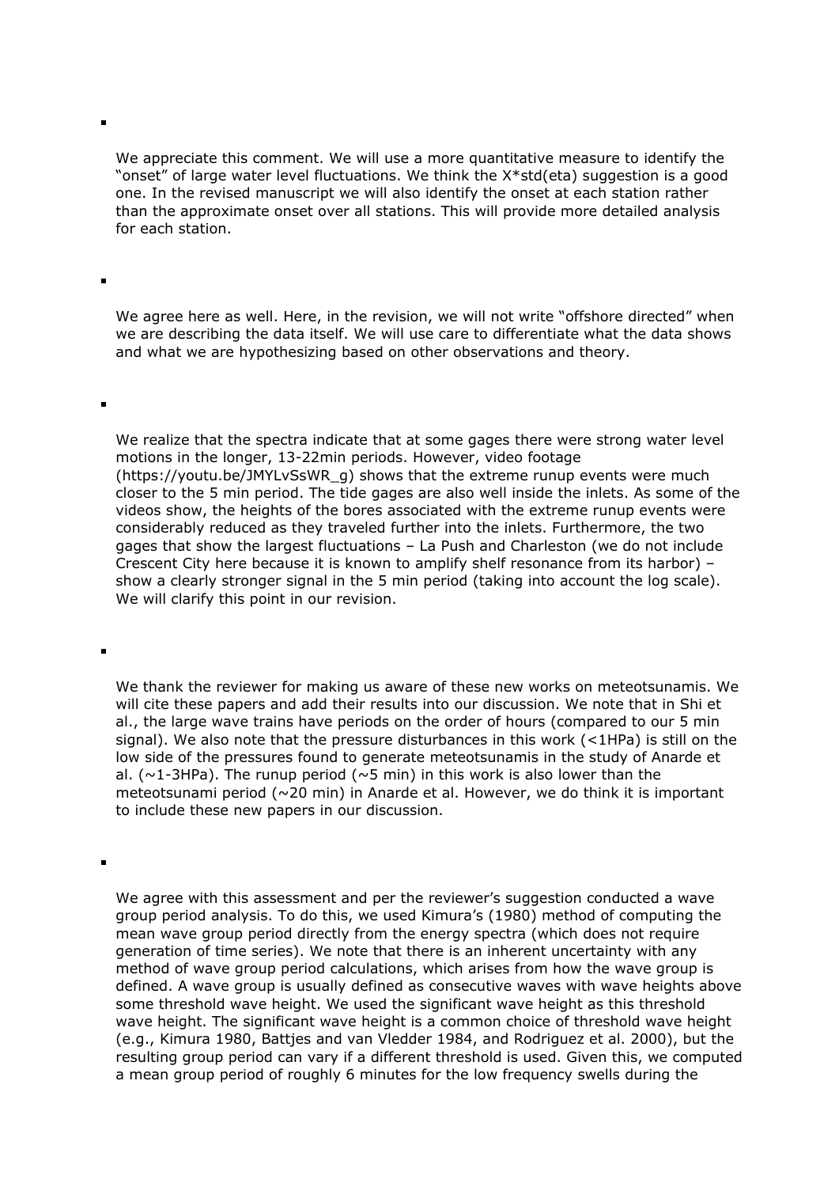- We appreciate this comment. We will use a more quantitative measure to identify the "onset" of large water level fluctuations. We think the X*std(eta) suggestion is a good one. In the revised manuscript we will also identify the onset at each station rather than the approximate onset over all stations. This will provide more detailed analysis for each station.

- We agree here as well. Here, in the revision, we will not write "offshore directed" when we are describing the data itself. We will use care to differentiate what the data shows and what we are hypothesizing based on other observations and theory.

- We realize that the spectra indicate that at some gages there were strong water level motions in the longer, 13-22min periods. However, video footage (https://youtu.be/JMYLvSsWR_g) shows that the extreme runup events were much closer to the 5 min period. The tide gages are also well inside the inlets. As some of the videos show, the heights of the bores associated with the extreme runup events were considerably reduced as they traveled further into the inlets. Furthermore, the two gages that show the largest fluctuations – La Push and Charleston (we do not include Crescent City here because it is known to amplify shelf resonance from its harbor) – show a clearly stronger signal in the 5 min period (taking into account the log scale). We will clarify this point in our revision.

- We thank the reviewer for making us aware of these new works on meteotsunamis. We will cite these papers and add their results into our discussion. We note that in Shi et al., the large wave trains have periods on the order of hours (compared to our 5 min signal). We also note that the pressure disturbances in this work (<1HPa) is still on the low side of the pressures found to generate meteotsunamis in the study of Anarde et al. (~1-3HPa). The runup period (~5 min) in this work is also lower than the meteotsunami period (~20 min) in Anarde et al. However, we do think it is important to include these new papers in our discussion.

- We agree with this assessment and per the reviewer's suggestion conducted a wave group period analysis. To do this, we used Kimura's (1980) method of computing the mean wave group period directly from the energy spectra (which does not require generation of time series). We note that there is an inherent uncertainty with any method of wave group period calculations, which arises from how the wave group is defined. A wave group is usually defined as consecutive waves with wave heights above some threshold wave height. We used the significant wave height as this threshold wave height. The significant wave height is a common choice of threshold wave height (e.g., Kimura 1980, Battjes and van Vledder 1984, and Rodriguez et al. 2000), but the resulting group period can vary if a different threshold is used. Given this, we computed a mean group period of roughly 6 minutes for the low frequency swells during the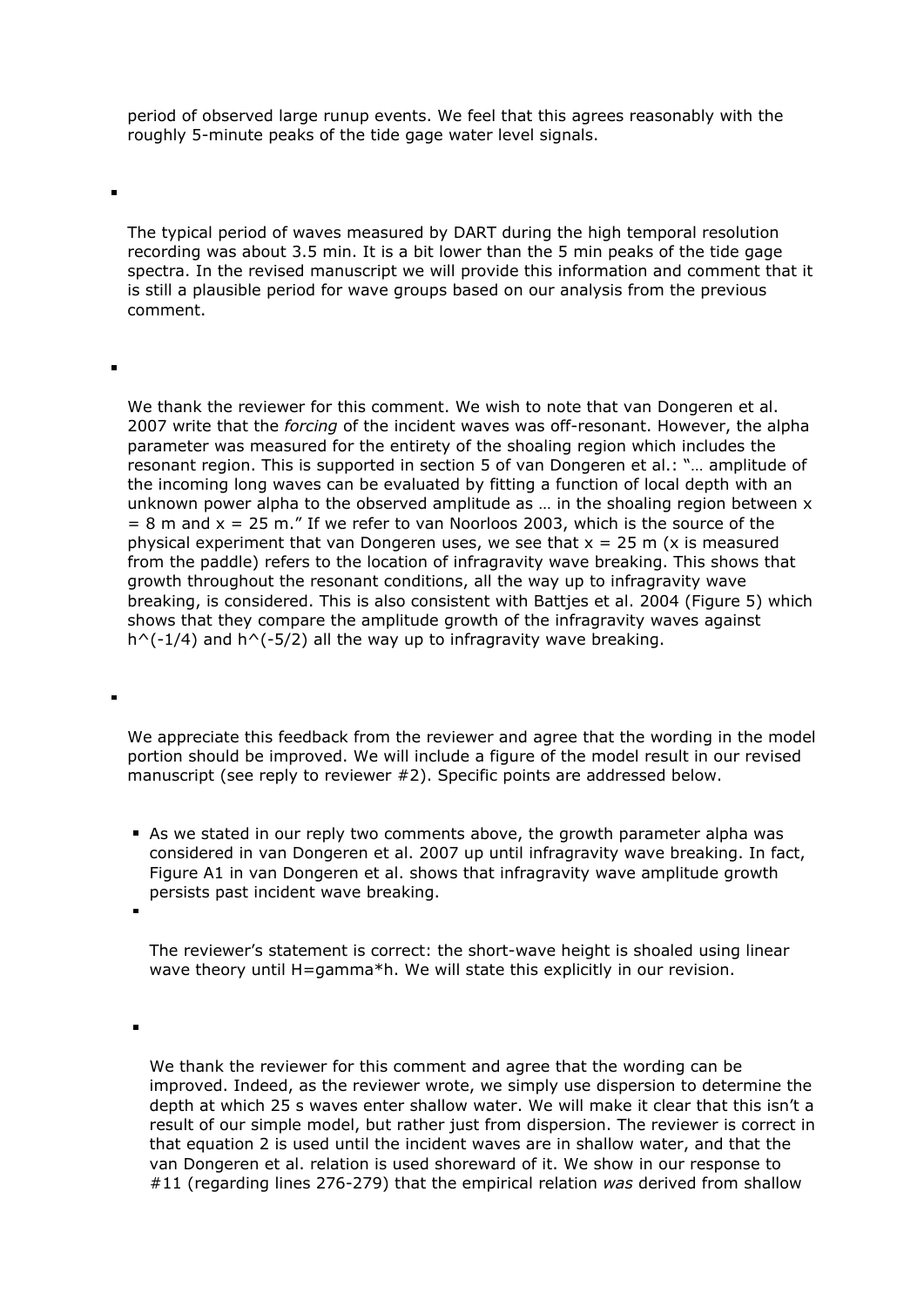period of observed large runup events. We feel that this agrees reasonably with the roughly 5-minute peaks of the tide gage water level signals.

- 

  The typical period of waves measured by DART during the high temporal resolution recording was about 3.5 min. It is a bit lower than the 5 min peaks of the tide gage spectra. In the revised manuscript we will provide this information and comment that it is still a plausible period for wave groups based on our analysis from the previous comment.

- 

  We thank the reviewer for this comment. We wish to note that van Dongeren et al. 2007 write that the *forcing* of the incident waves was off-resonant. However, the alpha parameter was measured for the entirety of the shoaling region which includes the resonant region. This is supported in section 5 of van Dongeren et al.: "… amplitude of the incoming long waves can be evaluated by fitting a function of local depth with an unknown power alpha to the observed amplitude as … in the shoaling region between $x = 8$ m and $x = 25$ m." If we refer to van Noorloos 2003, which is the source of the physical experiment that van Dongeren uses, we see that $x = 25$ m ($x$ is measured from the paddle) refers to the location of infragravity wave breaking. This shows that growth throughout the resonant conditions, all the way up to infragravity wave breaking, is considered. This is also consistent with Battjes et al. 2004 (Figure 5) which shows that they compare the amplitude growth of the infragravity waves against $h^{-1/4}$ and $h^{-5/2}$ all the way up to infragravity wave breaking.

- 

  We appreciate this feedback from the reviewer and agree that the wording in the model portion should be improved. We will include a figure of the model result in our revised manuscript (see reply to reviewer #2). Specific points are addressed below.

  - As we stated in our reply two comments above, the growth parameter alpha was considered in van Dongeren et al. 2007 up until infragravity wave breaking. In fact, Figure A1 in van Dongeren et al. shows that infragravity wave amplitude growth persists past incident wave breaking.
  - 

    The reviewer's statement is correct: the short-wave height is shoaled using linear wave theory until $H=\gamma h$. We will state this explicitly in our revision.

  - 

    We thank the reviewer for this comment and agree that the wording can be improved. Indeed, as the reviewer wrote, we simply use dispersion to determine the depth at which 25 s waves enter shallow water. We will make it clear that this isn't a result of our simple model, but rather just from dispersion. The reviewer is correct in that equation 2 is used until the incident waves are in shallow water, and that the van Dongeren et al. relation is used shoreward of it. We show in our response to #11 (regarding lines 276-279) that the empirical relation *was* derived from shallow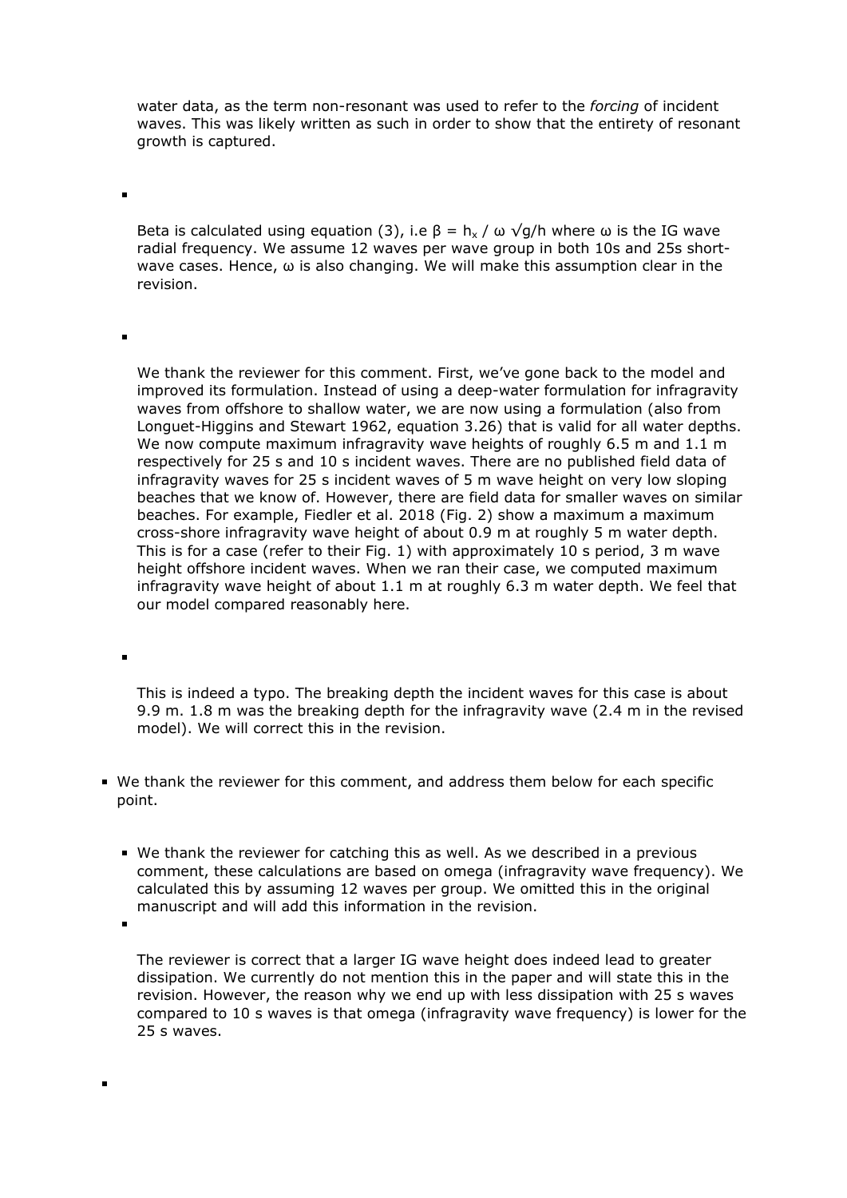water data, as the term non-resonant was used to refer to the *forcing* of incident waves. This was likely written as such in order to show that the entirety of resonant growth is captured.

- Beta is calculated using equation (3), i.e $\beta = h_x / \omega \sqrt{g/h}$ where $\omega$ is the IG wave radial frequency. We assume 12 waves per wave group in both 10s and 25s short-wave cases. Hence, $\omega$ is also changing. We will make this assumption clear in the revision.

- We thank the reviewer for this comment. First, we've gone back to the model and improved its formulation. Instead of using a deep-water formulation for infragravity waves from offshore to shallow water, we are now using a formulation (also from Longuet-Higgins and Stewart 1962, equation 3.26) that is valid for all water depths. We now compute maximum infragravity wave heights of roughly 6.5 m and 1.1 m respectively for 25 s and 10 s incident waves. There are no published field data of infragravity waves for 25 s incident waves of 5 m wave height on very low sloping beaches that we know of. However, there are field data for smaller waves on similar beaches. For example, Fiedler et al. 2018 (Fig. 2) show a maximum a maximum cross-shore infragravity wave height of about 0.9 m at roughly 5 m water depth. This is for a case (refer to their Fig. 1) with approximately 10 s period, 3 m wave height offshore incident waves. When we ran their case, we computed maximum infragravity wave height of about 1.1 m at roughly 6.3 m water depth. We feel that our model compared reasonably here.

- This is indeed a typo. The breaking depth the incident waves for this case is about 9.9 m. 1.8 m was the breaking depth for the infragravity wave (2.4 m in the revised model). We will correct this in the revision.

- We thank the reviewer for this comment, and address them below for each specific point.
  - We thank the reviewer for catching this as well. As we described in a previous comment, these calculations are based on omega (infragravity wave frequency). We calculated this by assuming 12 waves per group. We omitted this in the original manuscript and will add this information in the revision.
  - The reviewer is correct that a larger IG wave height does indeed lead to greater dissipation. We currently do not mention this in the paper and will state this in the revision. However, the reason why we end up with less dissipation with 25 s waves compared to 10 s waves is that omega (infragravity wave frequency) is lower for the 25 s waves.

-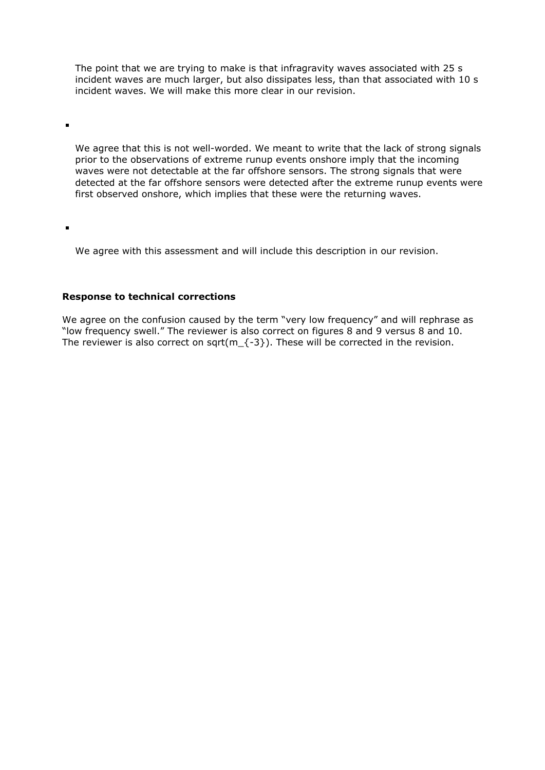The point that we are trying to make is that infragravity waves associated with 25 s incident waves are much larger, but also dissipates less, than that associated with 10 s incident waves. We will make this more clear in our revision.

- We agree that this is not well-worded. We meant to write that the lack of strong signals prior to the observations of extreme runup events onshore imply that the incoming waves were not detectable at the far offshore sensors. The strong signals that were detected at the far offshore sensors were detected after the extreme runup events were first observed onshore, which implies that these were the returning waves.

- We agree with this assessment and will include this description in our revision.

**Response to technical corrections**

We agree on the confusion caused by the term “very low frequency” and will rephrase as “low frequency swell.” The reviewer is also correct on figures 8 and 9 versus 8 and 10. The reviewer is also correct on $\sqrt{m_{-3}}$. These will be corrected in the revision.